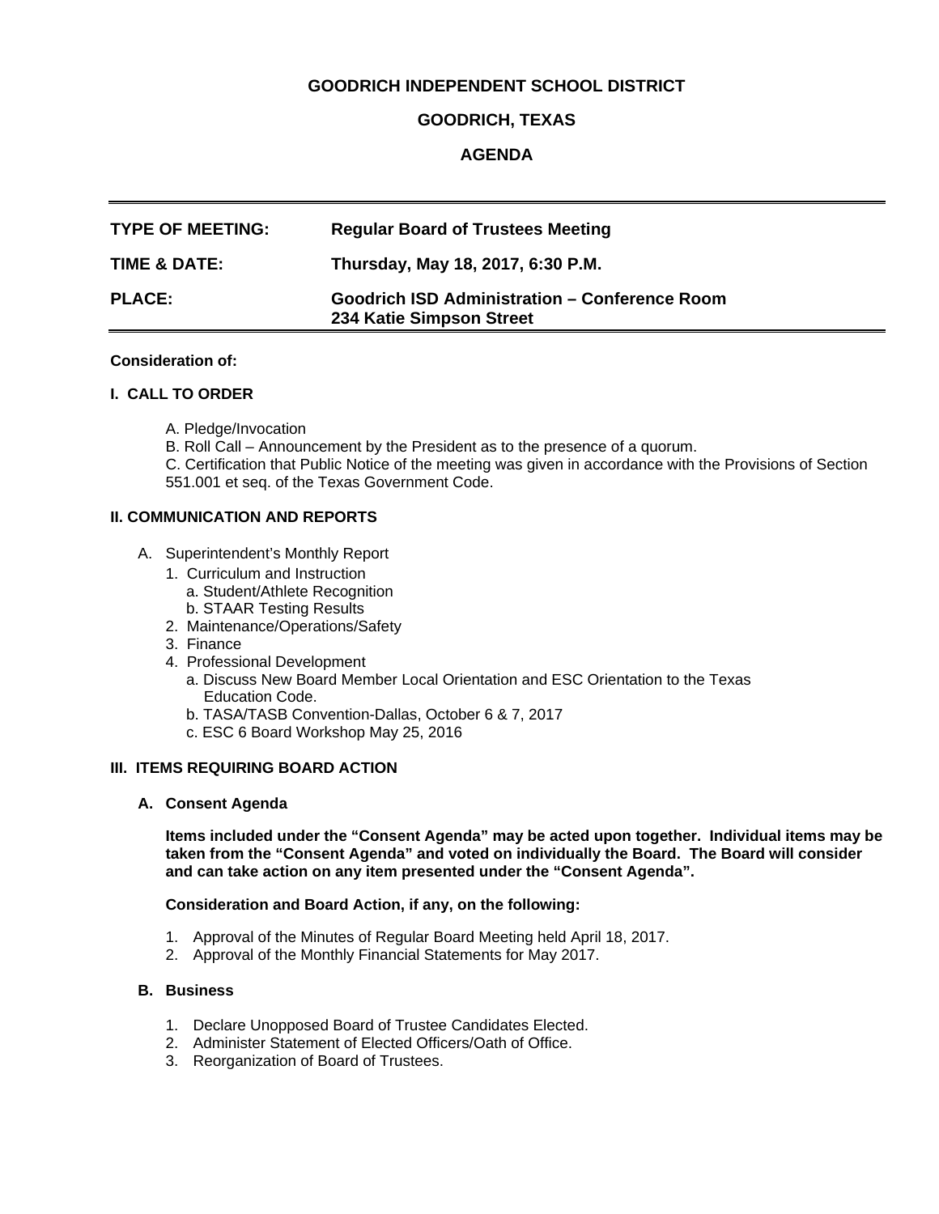# GOODRICH INDEPENDENT SCHOOL DISTRICT

## GOODRICH, TEXAS

## AGENDA

| | |
|---|---|
| **TYPE OF MEETING:** | **Regular Board of Trustees Meeting** |
| **TIME & DATE:** | **Thursday, May 18, 2017, 6:30 P.M.** |
| **PLACE:** | **Goodrich ISD Administration – Conference Room**<br>**234 Katie Simpson Street** |

**Consideration of:**

### I. CALL TO ORDER

A. Pledge/Invocation
B. Roll Call – Announcement by the President as to the presence of a quorum.
C. Certification that Public Notice of the meeting was given in accordance with the Provisions of Section 551.001 et seq. of the Texas Government Code.

### II. COMMUNICATION AND REPORTS

A. Superintendent's Monthly Report
   1. Curriculum and Instruction
      a. Student/Athlete Recognition
      b. STAAR Testing Results
   2. Maintenance/Operations/Safety
   3. Finance
   4. Professional Development
      a. Discuss New Board Member Local Orientation and ESC Orientation to the Texas Education Code.
      b. TASA/TASB Convention-Dallas, October 6 & 7, 2017
      c. ESC 6 Board Workshop May 25, 2016

### III. ITEMS REQUIRING BOARD ACTION

**A. Consent Agenda**

**Items included under the "Consent Agenda" may be acted upon together. Individual items may be taken from the "Consent Agenda" and voted on individually the Board. The Board will consider and can take action on any item presented under the "Consent Agenda".**

**Consideration and Board Action, if any, on the following:**

1. Approval of the Minutes of Regular Board Meeting held April 18, 2017.
2. Approval of the Monthly Financial Statements for May 2017.

**B. Business**

1. Declare Unopposed Board of Trustee Candidates Elected.
2. Administer Statement of Elected Officers/Oath of Office.
3. Reorganization of Board of Trustees.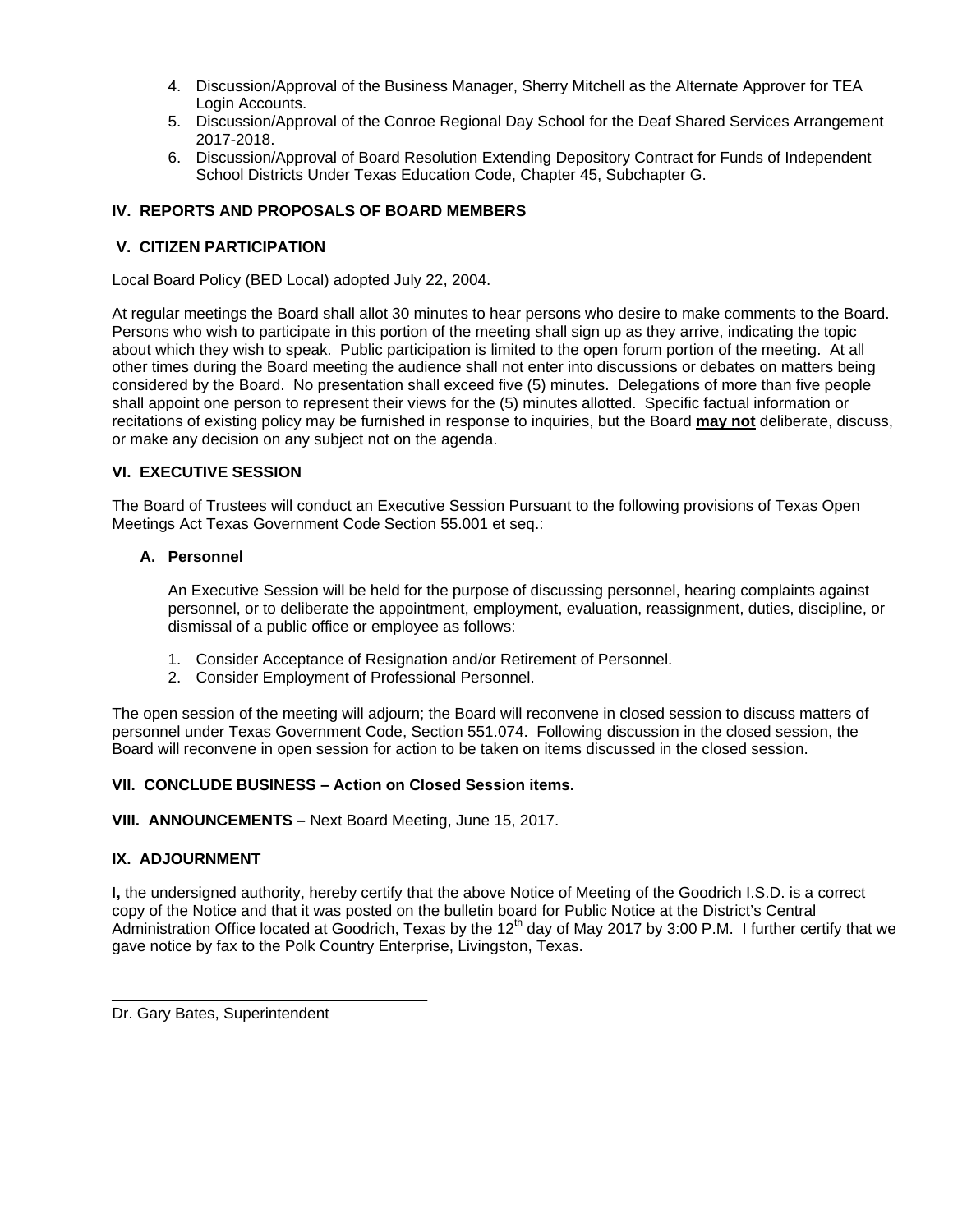4. Discussion/Approval of the Business Manager, Sherry Mitchell as the Alternate Approver for TEA Login Accounts.
5. Discussion/Approval of the Conroe Regional Day School for the Deaf Shared Services Arrangement 2017-2018.
6. Discussion/Approval of Board Resolution Extending Depository Contract for Funds of Independent School Districts Under Texas Education Code, Chapter 45, Subchapter G.

**IV. REPORTS AND PROPOSALS OF BOARD MEMBERS**

**V. CITIZEN PARTICIPATION**

Local Board Policy (BED Local) adopted July 22, 2004.

At regular meetings the Board shall allot 30 minutes to hear persons who desire to make comments to the Board. Persons who wish to participate in this portion of the meeting shall sign up as they arrive, indicating the topic about which they wish to speak. Public participation is limited to the open forum portion of the meeting. At all other times during the Board meeting the audience shall not enter into discussions or debates on matters being considered by the Board. No presentation shall exceed five (5) minutes. Delegations of more than five people shall appoint one person to represent their views for the (5) minutes allotted. Specific factual information or recitations of existing policy may be furnished in response to inquiries, but the Board **may not** deliberate, discuss, or make any decision on any subject not on the agenda.

**VI. EXECUTIVE SESSION**

The Board of Trustees will conduct an Executive Session Pursuant to the following provisions of Texas Open Meetings Act Texas Government Code Section 55.001 et seq.:

**A. Personnel**

An Executive Session will be held for the purpose of discussing personnel, hearing complaints against personnel, or to deliberate the appointment, employment, evaluation, reassignment, duties, discipline, or dismissal of a public office or employee as follows:

1. Consider Acceptance of Resignation and/or Retirement of Personnel.
2. Consider Employment of Professional Personnel.

The open session of the meeting will adjourn; the Board will reconvene in closed session to discuss matters of personnel under Texas Government Code, Section 551.074. Following discussion in the closed session, the Board will reconvene in open session for action to be taken on items discussed in the closed session.

**VII. CONCLUDE BUSINESS – Action on Closed Session items.**

**VIII. ANNOUNCEMENTS –** Next Board Meeting, June 15, 2017.

**IX. ADJOURNMENT**

I**,** the undersigned authority, hereby certify that the above Notice of Meeting of the Goodrich I.S.D. is a correct copy of the Notice and that it was posted on the bulletin board for Public Notice at the District's Central Administration Office located at Goodrich, Texas by the 12th day of May 2017 by 3:00 P.M. I further certify that we gave notice by fax to the Polk Country Enterprise, Livingston, Texas.

\_\_\_\_\_\_\_\_\_\_\_\_\_\_\_\_\_\_\_\_\_\_\_\_\_\_\_\_\_\_\_\_\_\_\_\_

Dr. Gary Bates, Superintendent